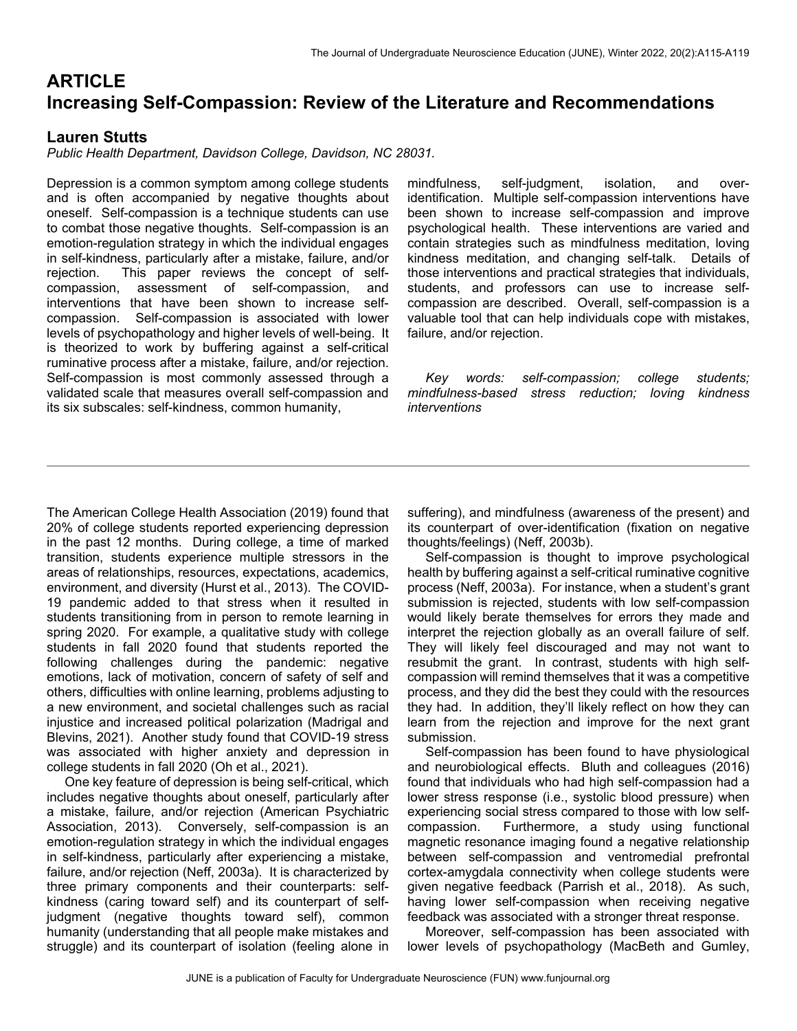# ARTICLE
# Increasing Self-Compassion: Review of the Literature and Recommendations

## Lauren Stutts

*Public Health Department, Davidson College, Davidson, NC 28031.*

Depression is a common symptom among college students and is often accompanied by negative thoughts about oneself. Self-compassion is a technique students can use to combat those negative thoughts. Self-compassion is an emotion-regulation strategy in which the individual engages in self-kindness, particularly after a mistake, failure, and/or rejection. This paper reviews the concept of self-compassion, assessment of self-compassion, and interventions that have been shown to increase self-compassion. Self-compassion is associated with lower levels of psychopathology and higher levels of well-being. It is theorized to work by buffering against a self-critical ruminative process after a mistake, failure, and/or rejection. Self-compassion is most commonly assessed through a validated scale that measures overall self-compassion and its six subscales: self-kindness, common humanity, mindfulness, self-judgment, isolation, and over-identification. Multiple self-compassion interventions have been shown to increase self-compassion and improve psychological health. These interventions are varied and contain strategies such as mindfulness meditation, loving kindness meditation, and changing self-talk. Details of those interventions and practical strategies that individuals, students, and professors can use to increase self-compassion are described. Overall, self-compassion is a valuable tool that can help individuals cope with mistakes, failure, and/or rejection.

*Key words: self-compassion; college students; mindfulness-based stress reduction; loving kindness interventions*

---

The American College Health Association (2019) found that 20% of college students reported experiencing depression in the past 12 months. During college, a time of marked transition, students experience multiple stressors in the areas of relationships, resources, expectations, academics, environment, and diversity (Hurst et al., 2013). The COVID-19 pandemic added to that stress when it resulted in students transitioning from in person to remote learning in spring 2020. For example, a qualitative study with college students in fall 2020 found that students reported the following challenges during the pandemic: negative emotions, lack of motivation, concern of safety of self and others, difficulties with online learning, problems adjusting to a new environment, and societal challenges such as racial injustice and increased political polarization (Madrigal and Blevins, 2021). Another study found that COVID-19 stress was associated with higher anxiety and depression in college students in fall 2020 (Oh et al., 2021).

One key feature of depression is being self-critical, which includes negative thoughts about oneself, particularly after a mistake, failure, and/or rejection (American Psychiatric Association, 2013). Conversely, self-compassion is an emotion-regulation strategy in which the individual engages in self-kindness, particularly after experiencing a mistake, failure, and/or rejection (Neff, 2003a). It is characterized by three primary components and their counterparts: self-kindness (caring toward self) and its counterpart of self-judgment (negative thoughts toward self), common humanity (understanding that all people make mistakes and struggle) and its counterpart of isolation (feeling alone in suffering), and mindfulness (awareness of the present) and its counterpart of over-identification (fixation on negative thoughts/feelings) (Neff, 2003b).

Self-compassion is thought to improve psychological health by buffering against a self-critical ruminative cognitive process (Neff, 2003a). For instance, when a student's grant submission is rejected, students with low self-compassion would likely berate themselves for errors they made and interpret the rejection globally as an overall failure of self. They will likely feel discouraged and may not want to resubmit the grant. In contrast, students with high self-compassion will remind themselves that it was a competitive process, and they did the best they could with the resources they had. In addition, they'll likely reflect on how they can learn from the rejection and improve for the next grant submission.

Self-compassion has been found to have physiological and neurobiological effects. Bluth and colleagues (2016) found that individuals who had high self-compassion had a lower stress response (i.e., systolic blood pressure) when experiencing social stress compared to those with low self-compassion. Furthermore, a study using functional magnetic resonance imaging found a negative relationship between self-compassion and ventromedial prefrontal cortex-amygdala connectivity when college students were given negative feedback (Parrish et al., 2018). As such, having lower self-compassion when receiving negative feedback was associated with a stronger threat response.

Moreover, self-compassion has been associated with lower levels of psychopathology (MacBeth and Gumley,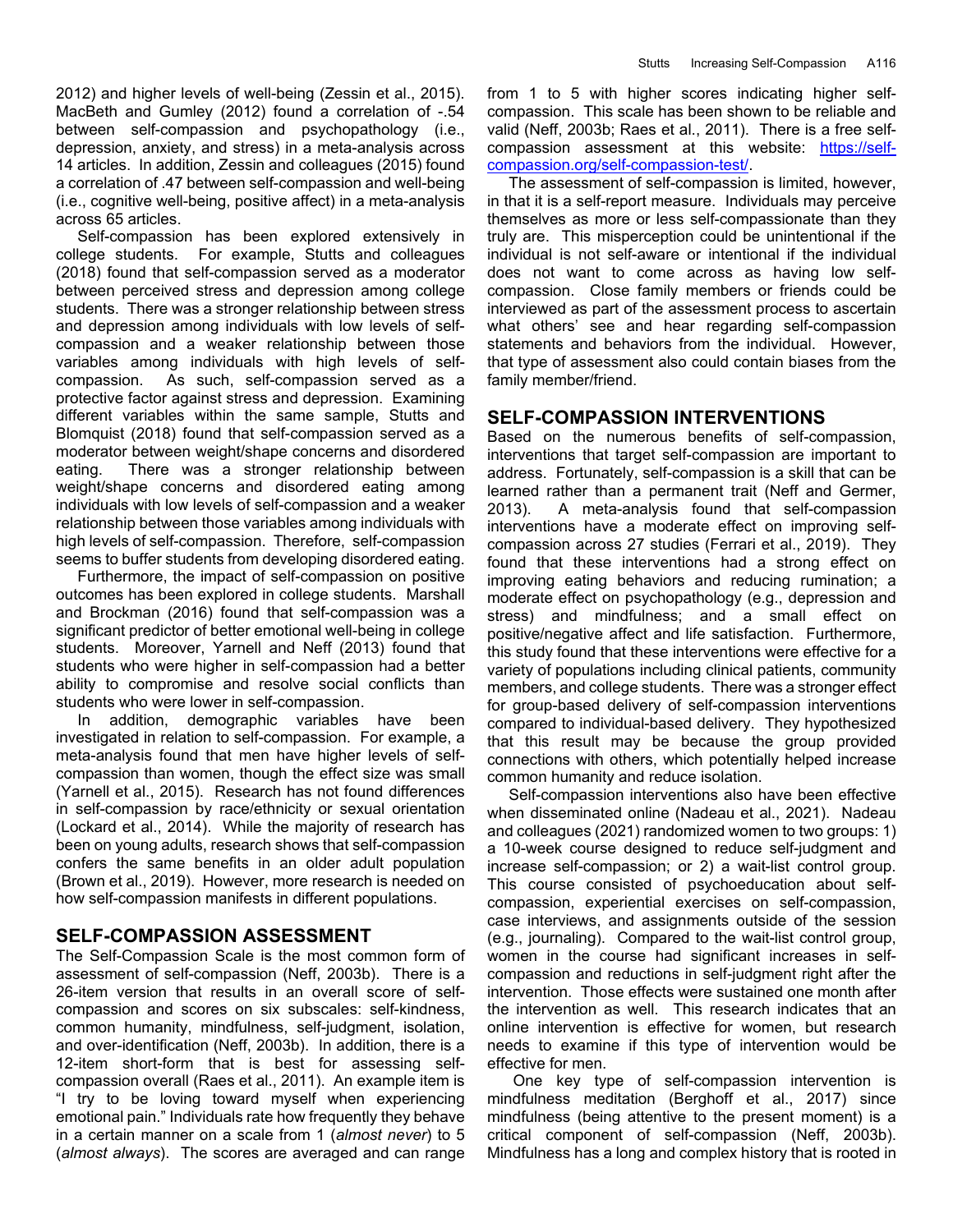2012) and higher levels of well-being (Zessin et al., 2015). MacBeth and Gumley (2012) found a correlation of -.54 between self-compassion and psychopathology (i.e., depression, anxiety, and stress) in a meta-analysis across 14 articles. In addition, Zessin and colleagues (2015) found a correlation of .47 between self-compassion and well-being (i.e., cognitive well-being, positive affect) in a meta-analysis across 65 articles.

Self-compassion has been explored extensively in college students. For example, Stutts and colleagues (2018) found that self-compassion served as a moderator between perceived stress and depression among college students. There was a stronger relationship between stress and depression among individuals with low levels of self-compassion and a weaker relationship between those variables among individuals with high levels of self-compassion. As such, self-compassion served as a protective factor against stress and depression. Examining different variables within the same sample, Stutts and Blomquist (2018) found that self-compassion served as a moderator between weight/shape concerns and disordered eating. There was a stronger relationship between weight/shape concerns and disordered eating among individuals with low levels of self-compassion and a weaker relationship between those variables among individuals with high levels of self-compassion. Therefore, self-compassion seems to buffer students from developing disordered eating.

Furthermore, the impact of self-compassion on positive outcomes has been explored in college students. Marshall and Brockman (2016) found that self-compassion was a significant predictor of better emotional well-being in college students. Moreover, Yarnell and Neff (2013) found that students who were higher in self-compassion had a better ability to compromise and resolve social conflicts than students who were lower in self-compassion.

In addition, demographic variables have been investigated in relation to self-compassion. For example, a meta-analysis found that men have higher levels of self-compassion than women, though the effect size was small (Yarnell et al., 2015). Research has not found differences in self-compassion by race/ethnicity or sexual orientation (Lockard et al., 2014). While the majority of research has been on young adults, research shows that self-compassion confers the same benefits in an older adult population (Brown et al., 2019). However, more research is needed on how self-compassion manifests in different populations.

## SELF-COMPASSION ASSESSMENT

The Self-Compassion Scale is the most common form of assessment of self-compassion (Neff, 2003b). There is a 26-item version that results in an overall score of self-compassion and scores on six subscales: self-kindness, common humanity, mindfulness, self-judgment, isolation, and over-identification (Neff, 2003b). In addition, there is a 12-item short-form that is best for assessing self-compassion overall (Raes et al., 2011). An example item is "I try to be loving toward myself when experiencing emotional pain." Individuals rate how frequently they behave in a certain manner on a scale from 1 (*almost never*) to 5 (*almost always*). The scores are averaged and can range from 1 to 5 with higher scores indicating higher self-compassion. This scale has been shown to be reliable and valid (Neff, 2003b; Raes et al., 2011). There is a free self-compassion assessment at this website: https://self-compassion.org/self-compassion-test/.

The assessment of self-compassion is limited, however, in that it is a self-report measure. Individuals may perceive themselves as more or less self-compassionate than they truly are. This misperception could be unintentional if the individual is not self-aware or intentional if the individual does not want to come across as having low self-compassion. Close family members or friends could be interviewed as part of the assessment process to ascertain what others' see and hear regarding self-compassion statements and behaviors from the individual. However, that type of assessment also could contain biases from the family member/friend.

## SELF-COMPASSION INTERVENTIONS

Based on the numerous benefits of self-compassion, interventions that target self-compassion are important to address. Fortunately, self-compassion is a skill that can be learned rather than a permanent trait (Neff and Germer, 2013). A meta-analysis found that self-compassion interventions have a moderate effect on improving self-compassion across 27 studies (Ferrari et al., 2019). They found that these interventions had a strong effect on improving eating behaviors and reducing rumination; a moderate effect on psychopathology (e.g., depression and stress) and mindfulness; and a small effect on positive/negative affect and life satisfaction. Furthermore, this study found that these interventions were effective for a variety of populations including clinical patients, community members, and college students. There was a stronger effect for group-based delivery of self-compassion interventions compared to individual-based delivery. They hypothesized that this result may be because the group provided connections with others, which potentially helped increase common humanity and reduce isolation.

Self-compassion interventions also have been effective when disseminated online (Nadeau et al., 2021). Nadeau and colleagues (2021) randomized women to two groups: 1) a 10-week course designed to reduce self-judgment and increase self-compassion; or 2) a wait-list control group. This course consisted of psychoeducation about self-compassion, experiential exercises on self-compassion, case interviews, and assignments outside of the session (e.g., journaling). Compared to the wait-list control group, women in the course had significant increases in self-compassion and reductions in self-judgment right after the intervention. Those effects were sustained one month after the intervention as well. This research indicates that an online intervention is effective for women, but research needs to examine if this type of intervention would be effective for men.

One key type of self-compassion intervention is mindfulness meditation (Berghoff et al., 2017) since mindfulness (being attentive to the present moment) is a critical component of self-compassion (Neff, 2003b). Mindfulness has a long and complex history that is rooted in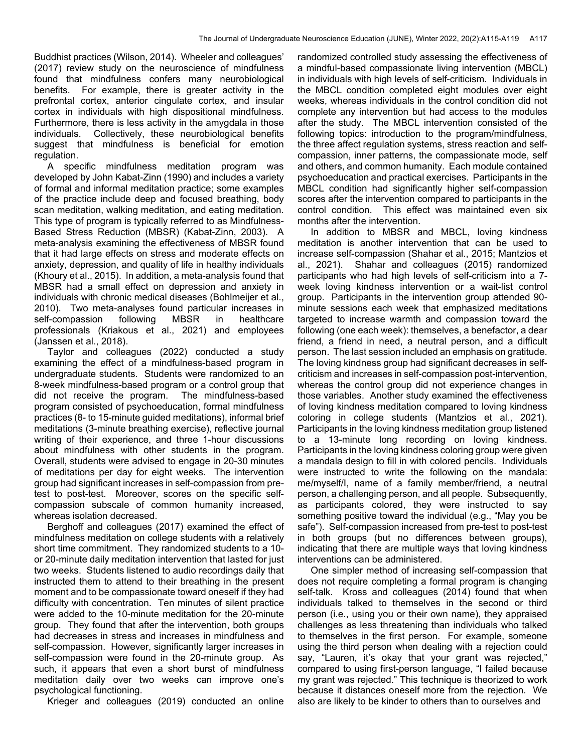Buddhist practices (Wilson, 2014). Wheeler and colleagues' (2017) review study on the neuroscience of mindfulness found that mindfulness confers many neurobiological benefits. For example, there is greater activity in the prefrontal cortex, anterior cingulate cortex, and insular cortex in individuals with high dispositional mindfulness. Furthermore, there is less activity in the amygdala in those individuals. Collectively, these neurobiological benefits suggest that mindfulness is beneficial for emotion regulation.

A specific mindfulness meditation program was developed by John Kabat-Zinn (1990) and includes a variety of formal and informal meditation practice; some examples of the practice include deep and focused breathing, body scan meditation, walking meditation, and eating meditation. This type of program is typically referred to as Mindfulness-Based Stress Reduction (MBSR) (Kabat-Zinn, 2003). A meta-analysis examining the effectiveness of MBSR found that it had large effects on stress and moderate effects on anxiety, depression, and quality of life in healthy individuals (Khoury et al., 2015). In addition, a meta-analysis found that MBSR had a small effect on depression and anxiety in individuals with chronic medical diseases (Bohlmeijer et al., 2010). Two meta-analyses found particular increases in self-compassion following MBSR in healthcare professionals (Kriakous et al., 2021) and employees (Janssen et al., 2018).

Taylor and colleagues (2022) conducted a study examining the effect of a mindfulness-based program in undergraduate students. Students were randomized to an 8-week mindfulness-based program or a control group that did not receive the program. The mindfulness-based program consisted of psychoeducation, formal mindfulness practices (8- to 15-minute guided meditations), informal brief meditations (3-minute breathing exercise), reflective journal writing of their experience, and three 1-hour discussions about mindfulness with other students in the program. Overall, students were advised to engage in 20-30 minutes of meditations per day for eight weeks. The intervention group had significant increases in self-compassion from pre-test to post-test. Moreover, scores on the specific self-compassion subscale of common humanity increased, whereas isolation decreased.

Berghoff and colleagues (2017) examined the effect of mindfulness meditation on college students with a relatively short time commitment. They randomized students to a 10- or 20-minute daily meditation intervention that lasted for just two weeks. Students listened to audio recordings daily that instructed them to attend to their breathing in the present moment and to be compassionate toward oneself if they had difficulty with concentration. Ten minutes of silent practice were added to the 10-minute meditation for the 20-minute group. They found that after the intervention, both groups had decreases in stress and increases in mindfulness and self-compassion. However, significantly larger increases in self-compassion were found in the 20-minute group. As such, it appears that even a short burst of mindfulness meditation daily over two weeks can improve one's psychological functioning.

Krieger and colleagues (2019) conducted an online randomized controlled study assessing the effectiveness of a mindful-based compassionate living intervention (MBCL) in individuals with high levels of self-criticism. Individuals in the MBCL condition completed eight modules over eight weeks, whereas individuals in the control condition did not complete any intervention but had access to the modules after the study. The MBCL intervention consisted of the following topics: introduction to the program/mindfulness, the three affect regulation systems, stress reaction and self-compassion, inner patterns, the compassionate mode, self and others, and common humanity. Each module contained psychoeducation and practical exercises. Participants in the MBCL condition had significantly higher self-compassion scores after the intervention compared to participants in the control condition. This effect was maintained even six months after the intervention.

In addition to MBSR and MBCL, loving kindness meditation is another intervention that can be used to increase self-compassion (Shahar et al., 2015; Mantzios et al., 2021). Shahar and colleagues (2015) randomized participants who had high levels of self-criticism into a 7-week loving kindness intervention or a wait-list control group. Participants in the intervention group attended 90-minute sessions each week that emphasized meditations targeted to increase warmth and compassion toward the following (one each week): themselves, a benefactor, a dear friend, a friend in need, a neutral person, and a difficult person. The last session included an emphasis on gratitude. The loving kindness group had significant decreases in self-criticism and increases in self-compassion post-intervention, whereas the control group did not experience changes in those variables. Another study examined the effectiveness of loving kindness meditation compared to loving kindness coloring in college students (Mantzios et al., 2021). Participants in the loving kindness meditation group listened to a 13-minute long recording on loving kindness. Participants in the loving kindness coloring group were given a mandala design to fill in with colored pencils. Individuals were instructed to write the following on the mandala: me/myself/I, name of a family member/friend, a neutral person, a challenging person, and all people. Subsequently, as participants colored, they were instructed to say something positive toward the individual (e.g., "May you be safe"). Self-compassion increased from pre-test to post-test in both groups (but no differences between groups), indicating that there are multiple ways that loving kindness interventions can be administered.

One simpler method of increasing self-compassion that does not require completing a formal program is changing self-talk. Kross and colleagues (2014) found that when individuals talked to themselves in the second or third person (i.e., using you or their own name), they appraised challenges as less threatening than individuals who talked to themselves in the first person. For example, someone using the third person when dealing with a rejection could say, "Lauren, it's okay that your grant was rejected," compared to using first-person language, "I failed because my grant was rejected." This technique is theorized to work because it distances oneself more from the rejection. We also are likely to be kinder to others than to ourselves and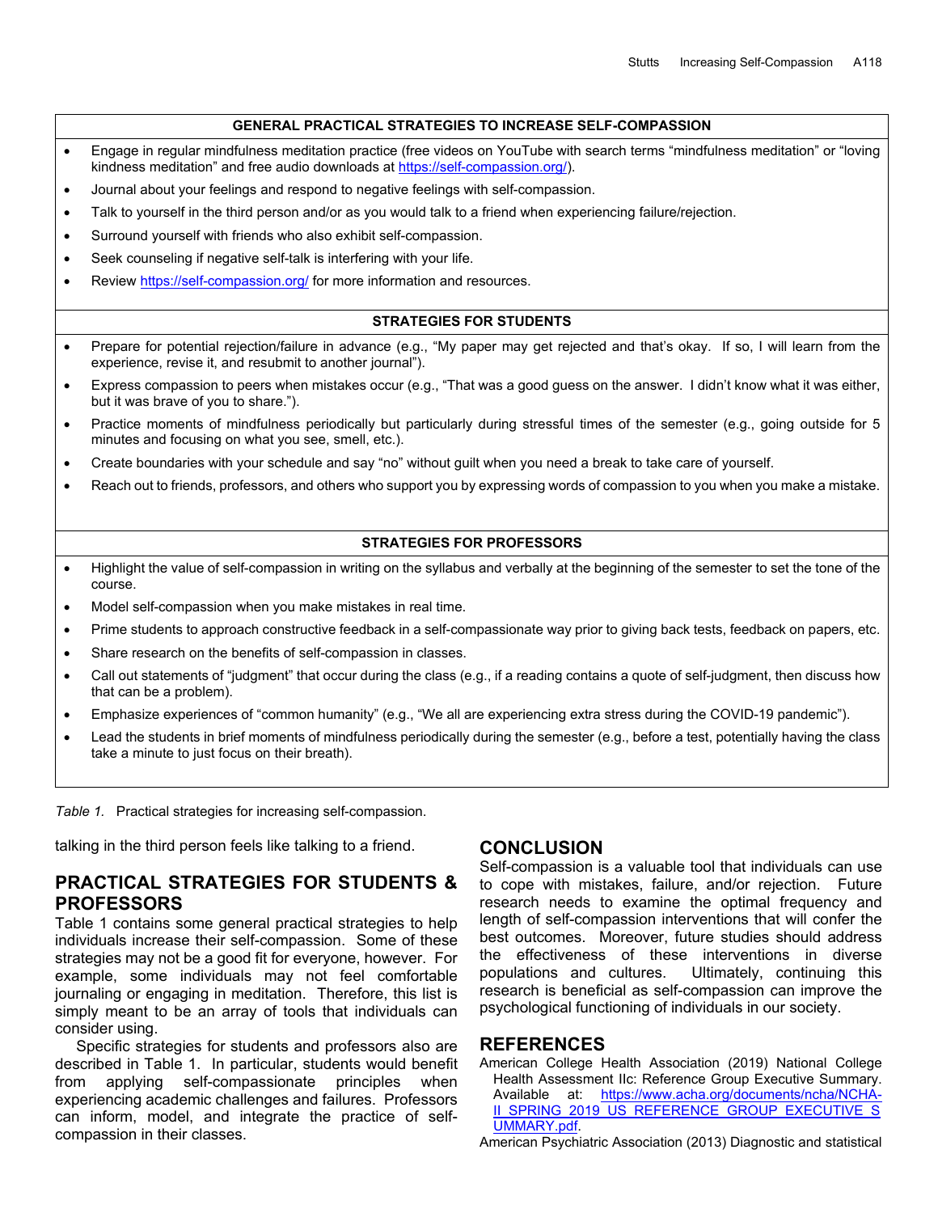| GENERAL PRACTICAL STRATEGIES TO INCREASE SELF-COMPASSION |
| --- |
| • Engage in regular mindfulness meditation practice (free videos on YouTube with search terms "mindfulness meditation" or "loving kindness meditation" and free audio downloads at https://self-compassion.org/). |
| • Journal about your feelings and respond to negative feelings with self-compassion. |
| • Talk to yourself in the third person and/or as you would talk to a friend when experiencing failure/rejection. |
| • Surround yourself with friends who also exhibit self-compassion. |
| • Seek counseling if negative self-talk is interfering with your life. |
| • Review https://self-compassion.org/ for more information and resources. |
| **STRATEGIES FOR STUDENTS** |
| • Prepare for potential rejection/failure in advance (e.g., "My paper may get rejected and that's okay. If so, I will learn from the experience, revise it, and resubmit to another journal"). |
| • Express compassion to peers when mistakes occur (e.g., "That was a good guess on the answer. I didn't know what it was either, but it was brave of you to share."). |
| • Practice moments of mindfulness periodically but particularly during stressful times of the semester (e.g., going outside for 5 minutes and focusing on what you see, smell, etc.). |
| • Create boundaries with your schedule and say "no" without guilt when you need a break to take care of yourself. |
| • Reach out to friends, professors, and others who support you by expressing words of compassion to you when you make a mistake. |
| **STRATEGIES FOR PROFESSORS** |
| • Highlight the value of self-compassion in writing on the syllabus and verbally at the beginning of the semester to set the tone of the course. |
| • Model self-compassion when you make mistakes in real time. |
| • Prime students to approach constructive feedback in a self-compassionate way prior to giving back tests, feedback on papers, etc. |
| • Share research on the benefits of self-compassion in classes. |
| • Call out statements of "judgment" that occur during the class (e.g., if a reading contains a quote of self-judgment, then discuss how that can be a problem). |
| • Emphasize experiences of "common humanity" (e.g., "We all are experiencing extra stress during the COVID-19 pandemic"). |
| • Lead the students in brief moments of mindfulness periodically during the semester (e.g., before a test, potentially having the class take a minute to just focus on their breath). |

*Table 1.* Practical strategies for increasing self-compassion.

talking in the third person feels like talking to a friend.

## PRACTICAL STRATEGIES FOR STUDENTS & PROFESSORS

Table 1 contains some general practical strategies to help individuals increase their self-compassion. Some of these strategies may not be a good fit for everyone, however. For example, some individuals may not feel comfortable journaling or engaging in meditation. Therefore, this list is simply meant to be an array of tools that individuals can consider using.

Specific strategies for students and professors also are described in Table 1. In particular, students would benefit from applying self-compassionate principles when experiencing academic challenges and failures. Professors can inform, model, and integrate the practice of self-compassion in their classes.

## CONCLUSION

Self-compassion is a valuable tool that individuals can use to cope with mistakes, failure, and/or rejection. Future research needs to examine the optimal frequency and length of self-compassion interventions that will confer the best outcomes. Moreover, future studies should address the effectiveness of these interventions in diverse populations and cultures. Ultimately, continuing this research is beneficial as self-compassion can improve the psychological functioning of individuals in our society.

## REFERENCES

American College Health Association (2019) National College Health Assessment IIc: Reference Group Executive Summary. Available at: https://www.acha.org/documents/ncha/NCHA-II_SPRING_2019_US_REFERENCE_GROUP_EXECUTIVE_SUMMARY.pdf.

American Psychiatric Association (2013) Diagnostic and statistical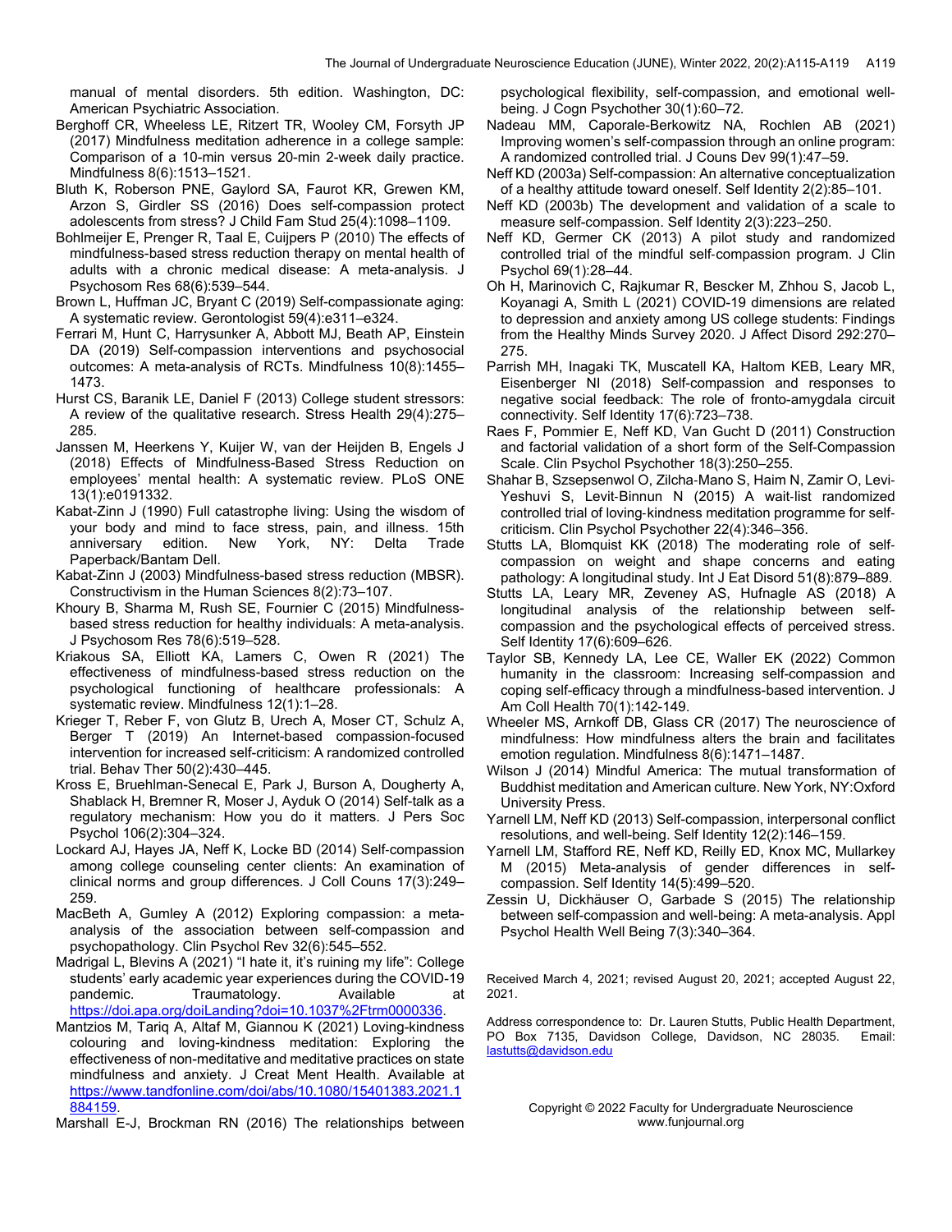manual of mental disorders. 5th edition. Washington, DC: American Psychiatric Association.

Berghoff CR, Wheeless LE, Ritzert TR, Wooley CM, Forsyth JP (2017) Mindfulness meditation adherence in a college sample: Comparison of a 10-min versus 20-min 2-week daily practice. Mindfulness 8(6):1513–1521.

Bluth K, Roberson PNE, Gaylord SA, Faurot KR, Grewen KM, Arzon S, Girdler SS (2016) Does self-compassion protect adolescents from stress? J Child Fam Stud 25(4):1098–1109.

Bohlmeijer E, Prenger R, Taal E, Cuijpers P (2010) The effects of mindfulness-based stress reduction therapy on mental health of adults with a chronic medical disease: A meta-analysis. J Psychosom Res 68(6):539–544.

Brown L, Huffman JC, Bryant C (2019) Self-compassionate aging: A systematic review. Gerontologist 59(4):e311–e324.

Ferrari M, Hunt C, Harrysunker A, Abbott MJ, Beath AP, Einstein DA (2019) Self-compassion interventions and psychosocial outcomes: A meta-analysis of RCTs. Mindfulness 10(8):1455–1473.

Hurst CS, Baranik LE, Daniel F (2013) College student stressors: A review of the qualitative research. Stress Health 29(4):275–285.

Janssen M, Heerkens Y, Kuijer W, van der Heijden B, Engels J (2018) Effects of Mindfulness-Based Stress Reduction on employees' mental health: A systematic review. PLoS ONE 13(1):e0191332.

Kabat-Zinn J (1990) Full catastrophe living: Using the wisdom of your body and mind to face stress, pain, and illness. 15th anniversary edition. New York, NY: Delta Trade Paperback/Bantam Dell.

Kabat-Zinn J (2003) Mindfulness-based stress reduction (MBSR). Constructivism in the Human Sciences 8(2):73–107.

Khoury B, Sharma M, Rush SE, Fournier C (2015) Mindfulness-based stress reduction for healthy individuals: A meta-analysis. J Psychosom Res 78(6):519–528.

Kriakous SA, Elliott KA, Lamers C, Owen R (2021) The effectiveness of mindfulness-based stress reduction on the psychological functioning of healthcare professionals: A systematic review. Mindfulness 12(1):1–28.

Krieger T, Reber F, von Glutz B, Urech A, Moser CT, Schulz A, Berger T (2019) An Internet-based compassion-focused intervention for increased self-criticism: A randomized controlled trial. Behav Ther 50(2):430–445.

Kross E, Bruehlman-Senecal E, Park J, Burson A, Dougherty A, Shablack H, Bremner R, Moser J, Ayduk O (2014) Self-talk as a regulatory mechanism: How you do it matters. J Pers Soc Psychol 106(2):304–324.

Lockard AJ, Hayes JA, Neff K, Locke BD (2014) Self-compassion among college counseling center clients: An examination of clinical norms and group differences. J Coll Couns 17(3):249–259.

MacBeth A, Gumley A (2012) Exploring compassion: a meta-analysis of the association between self-compassion and psychopathology. Clin Psychol Rev 32(6):545–552.

Madrigal L, Blevins A (2021) "I hate it, it's ruining my life": College students' early academic year experiences during the COVID-19 pandemic. Traumatology. Available at https://doi.apa.org/doiLanding?doi=10.1037%2Ftrm0000336.

Mantzios M, Tariq A, Altaf M, Giannou K (2021) Loving-kindness colouring and loving-kindness meditation: Exploring the effectiveness of non-meditative and meditative practices on state mindfulness and anxiety. J Creat Ment Health. Available at https://www.tandfonline.com/doi/abs/10.1080/15401383.2021.1884159.

Marshall E-J, Brockman RN (2016) The relationships between psychological flexibility, self-compassion, and emotional well-being. J Cogn Psychother 30(1):60–72.

Nadeau MM, Caporale-Berkowitz NA, Rochlen AB (2021) Improving women's self-compassion through an online program: A randomized controlled trial. J Couns Dev 99(1):47–59.

Neff KD (2003a) Self-compassion: An alternative conceptualization of a healthy attitude toward oneself. Self Identity 2(2):85–101.

Neff KD (2003b) The development and validation of a scale to measure self-compassion. Self Identity 2(3):223–250.

Neff KD, Germer CK (2013) A pilot study and randomized controlled trial of the mindful self-compassion program. J Clin Psychol 69(1):28–44.

Oh H, Marinovich C, Rajkumar R, Bescker M, Zhhou S, Jacob L, Koyanagi A, Smith L (2021) COVID-19 dimensions are related to depression and anxiety among US college students: Findings from the Healthy Minds Survey 2020. J Affect Disord 292:270–275.

Parrish MH, Inagaki TK, Muscatell KA, Haltom KEB, Leary MR, Eisenberger NI (2018) Self-compassion and responses to negative social feedback: The role of fronto-amygdala circuit connectivity. Self Identity 17(6):723–738.

Raes F, Pommier E, Neff KD, Van Gucht D (2011) Construction and factorial validation of a short form of the Self-Compassion Scale. Clin Psychol Psychother 18(3):250–255.

Shahar B, Szsepsenwol O, Zilcha-Mano S, Haim N, Zamir O, Levi-Yeshuvi S, Levit-Binnun N (2015) A wait-list randomized controlled trial of loving-kindness meditation programme for self-criticism. Clin Psychol Psychother 22(4):346–356.

Stutts LA, Blomquist KK (2018) The moderating role of self-compassion on weight and shape concerns and eating pathology: A longitudinal study. Int J Eat Disord 51(8):879–889.

Stutts LA, Leary MR, Zeveney AS, Hufnagle AS (2018) A longitudinal analysis of the relationship between self-compassion and the psychological effects of perceived stress. Self Identity 17(6):609–626.

Taylor SB, Kennedy LA, Lee CE, Waller EK (2022) Common humanity in the classroom: Increasing self-compassion and coping self-efficacy through a mindfulness-based intervention. J Am Coll Health 70(1):142-149.

Wheeler MS, Arnkoff DB, Glass CR (2017) The neuroscience of mindfulness: How mindfulness alters the brain and facilitates emotion regulation. Mindfulness 8(6):1471–1487.

Wilson J (2014) Mindful America: The mutual transformation of Buddhist meditation and American culture. New York, NY:Oxford University Press.

Yarnell LM, Neff KD (2013) Self-compassion, interpersonal conflict resolutions, and well-being. Self Identity 12(2):146–159.

Yarnell LM, Stafford RE, Neff KD, Reilly ED, Knox MC, Mullarkey M (2015) Meta-analysis of gender differences in self-compassion. Self Identity 14(5):499–520.

Zessin U, Dickhäuser O, Garbade S (2015) The relationship between self-compassion and well-being: A meta-analysis. Appl Psychol Health Well Being 7(3):340–364.

Received March 4, 2021; revised August 20, 2021; accepted August 22, 2021.

Address correspondence to: Dr. Lauren Stutts, Public Health Department, PO Box 7135, Davidson College, Davidson, NC 28035. Email: lastutts@davidson.edu

Copyright © 2022 Faculty for Undergraduate Neuroscience
www.funjournal.org